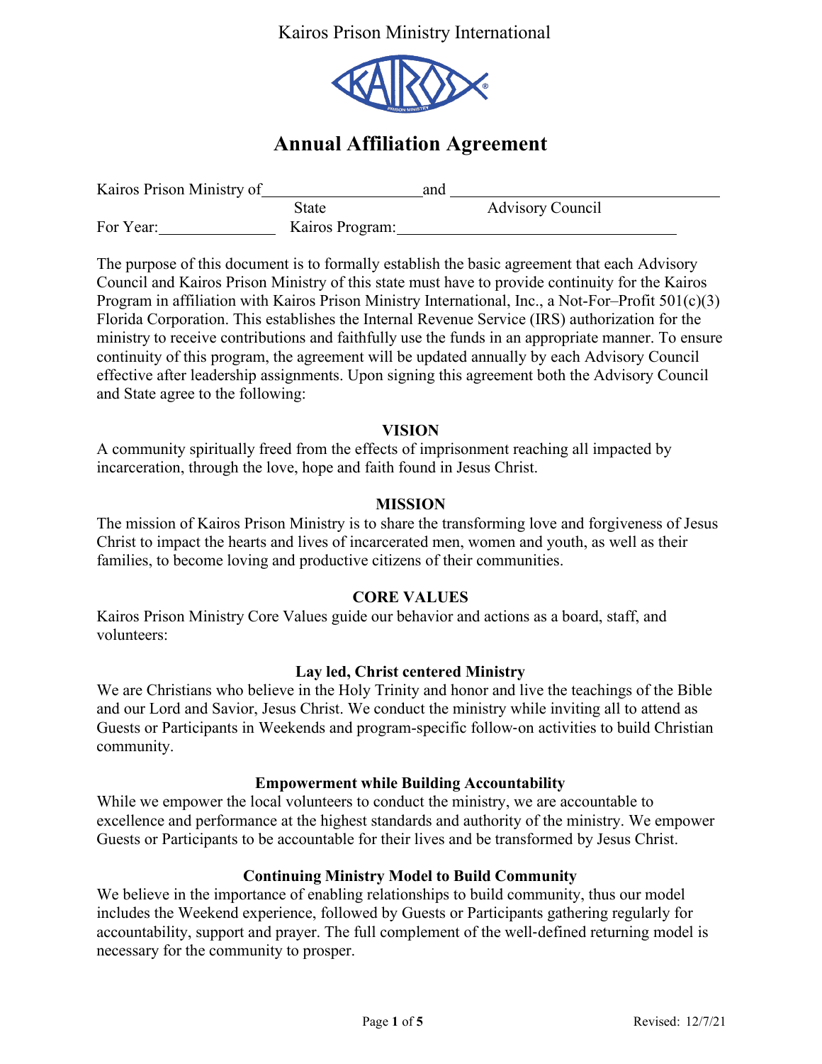Kairos Prison Ministry International

# Annual Affiliation Agreement

Kairos Prison Ministry of \_\_\_\_\_\_\_\_\_\_\_\_\_\_\_\_\_\_\_\_ and \_\_\_\_\_\_\_\_\_\_\_\_\_\_\_\_\_\_\_\_\_\_\_\_\_\_\_\_\_\_\_\_\_\_
State Advisory Council

For Year: \_\_\_\_\_\_\_\_\_\_\_\_\_\_\_ Kairos Program: \_\_\_\_\_\_\_\_\_\_\_\_\_\_\_\_\_\_\_\_\_\_\_\_\_\_\_\_\_\_\_\_\_\_\_

The purpose of this document is to formally establish the basic agreement that each Advisory Council and Kairos Prison Ministry of this state must have to provide continuity for the Kairos Program in affiliation with Kairos Prison Ministry International, Inc., a Not-For–Profit 501(c)(3) Florida Corporation. This establishes the Internal Revenue Service (IRS) authorization for the ministry to receive contributions and faithfully use the funds in an appropriate manner. To ensure continuity of this program, the agreement will be updated annually by each Advisory Council effective after leadership assignments. Upon signing this agreement both the Advisory Council and State agree to the following:

## VISION

A community spiritually freed from the effects of imprisonment reaching all impacted by incarceration, through the love, hope and faith found in Jesus Christ.

## MISSION

The mission of Kairos Prison Ministry is to share the transforming love and forgiveness of Jesus Christ to impact the hearts and lives of incarcerated men, women and youth, as well as their families, to become loving and productive citizens of their communities.

## CORE VALUES

Kairos Prison Ministry Core Values guide our behavior and actions as a board, staff, and volunteers:

### Lay led, Christ centered Ministry

We are Christians who believe in the Holy Trinity and honor and live the teachings of the Bible and our Lord and Savior, Jesus Christ. We conduct the ministry while inviting all to attend as Guests or Participants in Weekends and program-specific follow-on activities to build Christian community.

### Empowerment while Building Accountability

While we empower the local volunteers to conduct the ministry, we are accountable to excellence and performance at the highest standards and authority of the ministry. We empower Guests or Participants to be accountable for their lives and be transformed by Jesus Christ.

### Continuing Ministry Model to Build Community

We believe in the importance of enabling relationships to build community, thus our model includes the Weekend experience, followed by Guests or Participants gathering regularly for accountability, support and prayer. The full complement of the well-defined returning model is necessary for the community to prosper.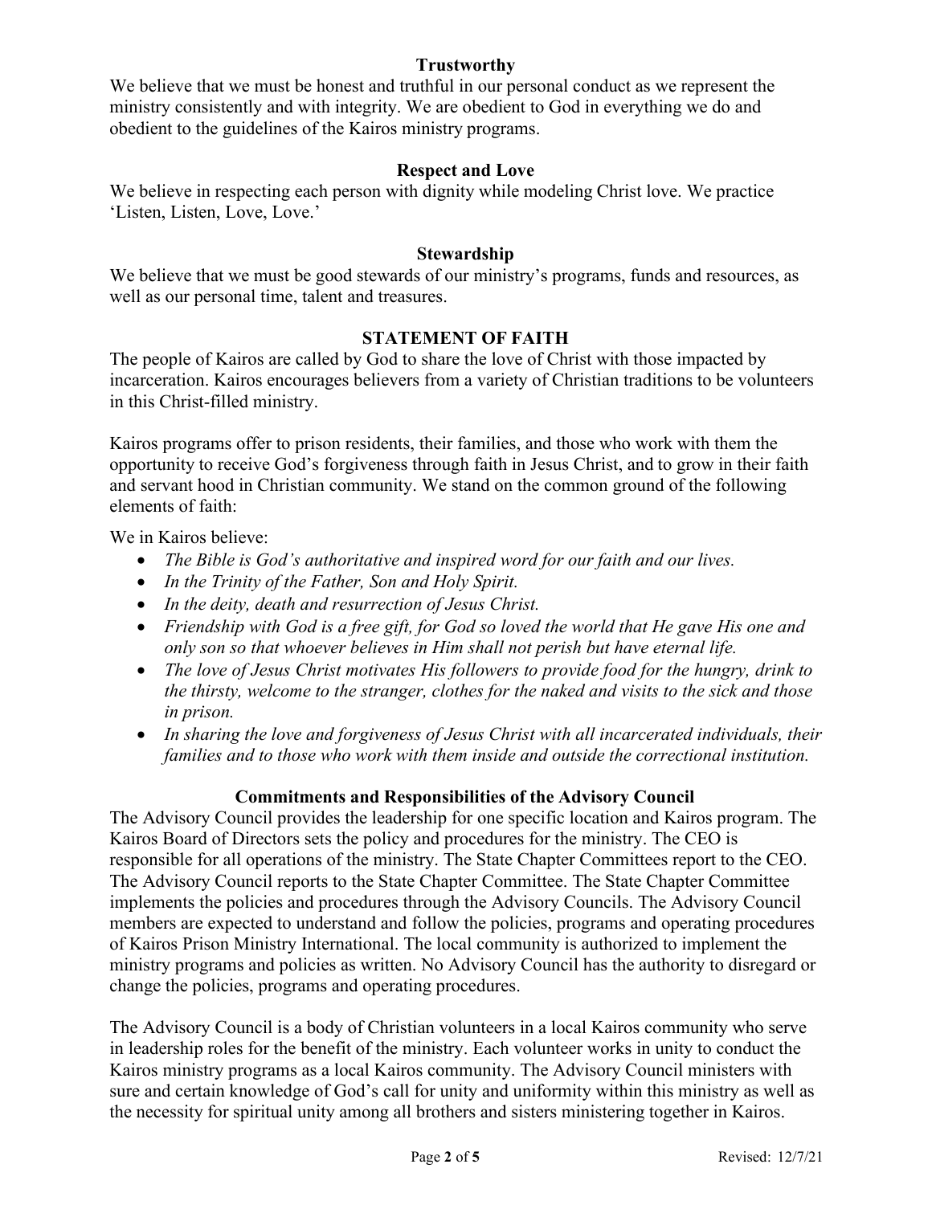### Trustworthy

We believe that we must be honest and truthful in our personal conduct as we represent the ministry consistently and with integrity. We are obedient to God in everything we do and obedient to the guidelines of the Kairos ministry programs.

### Respect and Love

We believe in respecting each person with dignity while modeling Christ love. We practice 'Listen, Listen, Love, Love.'

### Stewardship

We believe that we must be good stewards of our ministry's programs, funds and resources, as well as our personal time, talent and treasures.

## STATEMENT OF FAITH

The people of Kairos are called by God to share the love of Christ with those impacted by incarceration. Kairos encourages believers from a variety of Christian traditions to be volunteers in this Christ-filled ministry.

Kairos programs offer to prison residents, their families, and those who work with them the opportunity to receive God's forgiveness through faith in Jesus Christ, and to grow in their faith and servant hood in Christian community. We stand on the common ground of the following elements of faith:

We in Kairos believe:

- *The Bible is God's authoritative and inspired word for our faith and our lives.*
- *In the Trinity of the Father, Son and Holy Spirit.*
- *In the deity, death and resurrection of Jesus Christ.*
- *Friendship with God is a free gift, for God so loved the world that He gave His one and only son so that whoever believes in Him shall not perish but have eternal life.*
- *The love of Jesus Christ motivates His followers to provide food for the hungry, drink to the thirsty, welcome to the stranger, clothes for the naked and visits to the sick and those in prison.*
- *In sharing the love and forgiveness of Jesus Christ with all incarcerated individuals, their families and to those who work with them inside and outside the correctional institution.*

### Commitments and Responsibilities of the Advisory Council

The Advisory Council provides the leadership for one specific location and Kairos program. The Kairos Board of Directors sets the policy and procedures for the ministry. The CEO is responsible for all operations of the ministry. The State Chapter Committees report to the CEO. The Advisory Council reports to the State Chapter Committee. The State Chapter Committee implements the policies and procedures through the Advisory Councils. The Advisory Council members are expected to understand and follow the policies, programs and operating procedures of Kairos Prison Ministry International. The local community is authorized to implement the ministry programs and policies as written. No Advisory Council has the authority to disregard or change the policies, programs and operating procedures.

The Advisory Council is a body of Christian volunteers in a local Kairos community who serve in leadership roles for the benefit of the ministry. Each volunteer works in unity to conduct the Kairos ministry programs as a local Kairos community. The Advisory Council ministers with sure and certain knowledge of God's call for unity and uniformity within this ministry as well as the necessity for spiritual unity among all brothers and sisters ministering together in Kairos.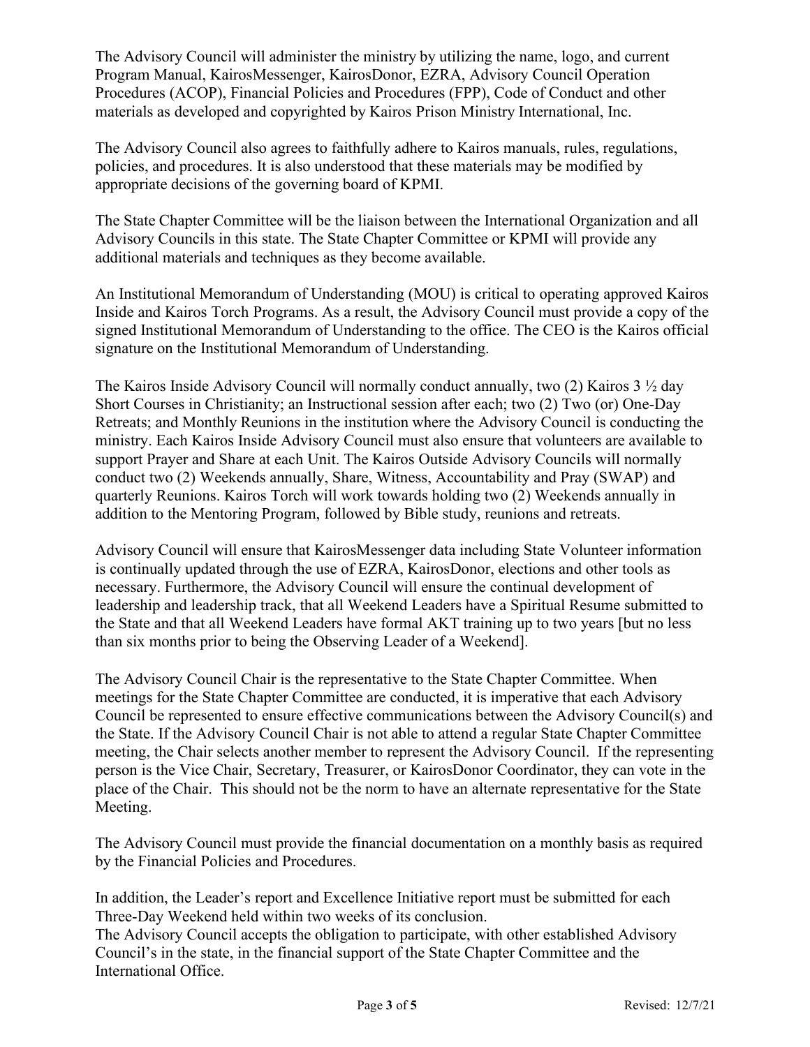The Advisory Council will administer the ministry by utilizing the name, logo, and current Program Manual, KairosMessenger, KairosDonor, EZRA, Advisory Council Operation Procedures (ACOP), Financial Policies and Procedures (FPP), Code of Conduct and other materials as developed and copyrighted by Kairos Prison Ministry International, Inc.

The Advisory Council also agrees to faithfully adhere to Kairos manuals, rules, regulations, policies, and procedures. It is also understood that these materials may be modified by appropriate decisions of the governing board of KPMI.

The State Chapter Committee will be the liaison between the International Organization and all Advisory Councils in this state. The State Chapter Committee or KPMI will provide any additional materials and techniques as they become available.

An Institutional Memorandum of Understanding (MOU) is critical to operating approved Kairos Inside and Kairos Torch Programs. As a result, the Advisory Council must provide a copy of the signed Institutional Memorandum of Understanding to the office. The CEO is the Kairos official signature on the Institutional Memorandum of Understanding.

The Kairos Inside Advisory Council will normally conduct annually, two (2) Kairos 3 ½ day Short Courses in Christianity; an Instructional session after each; two (2) Two (or) One-Day Retreats; and Monthly Reunions in the institution where the Advisory Council is conducting the ministry. Each Kairos Inside Advisory Council must also ensure that volunteers are available to support Prayer and Share at each Unit. The Kairos Outside Advisory Councils will normally conduct two (2) Weekends annually, Share, Witness, Accountability and Pray (SWAP) and quarterly Reunions. Kairos Torch will work towards holding two (2) Weekends annually in addition to the Mentoring Program, followed by Bible study, reunions and retreats.

Advisory Council will ensure that KairosMessenger data including State Volunteer information is continually updated through the use of EZRA, KairosDonor, elections and other tools as necessary. Furthermore, the Advisory Council will ensure the continual development of leadership and leadership track, that all Weekend Leaders have a Spiritual Resume submitted to the State and that all Weekend Leaders have formal AKT training up to two years [but no less than six months prior to being the Observing Leader of a Weekend].

The Advisory Council Chair is the representative to the State Chapter Committee. When meetings for the State Chapter Committee are conducted, it is imperative that each Advisory Council be represented to ensure effective communications between the Advisory Council(s) and the State. If the Advisory Council Chair is not able to attend a regular State Chapter Committee meeting, the Chair selects another member to represent the Advisory Council. If the representing person is the Vice Chair, Secretary, Treasurer, or KairosDonor Coordinator, they can vote in the place of the Chair. This should not be the norm to have an alternate representative for the State Meeting.

The Advisory Council must provide the financial documentation on a monthly basis as required by the Financial Policies and Procedures.

In addition, the Leader's report and Excellence Initiative report must be submitted for each Three-Day Weekend held within two weeks of its conclusion.
The Advisory Council accepts the obligation to participate, with other established Advisory Council's in the state, in the financial support of the State Chapter Committee and the International Office.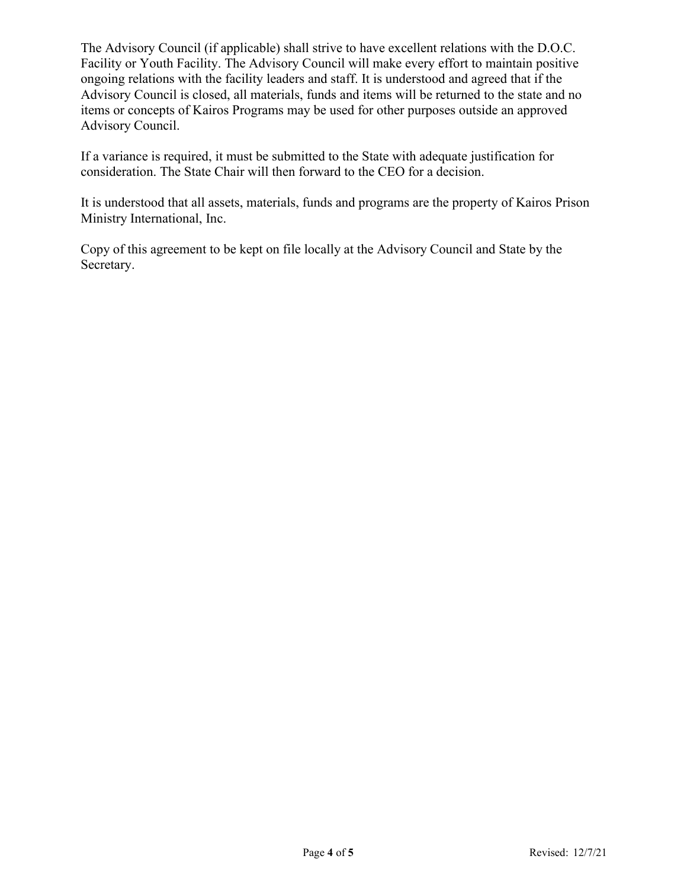The Advisory Council (if applicable) shall strive to have excellent relations with the D.O.C. Facility or Youth Facility. The Advisory Council will make every effort to maintain positive ongoing relations with the facility leaders and staff. It is understood and agreed that if the Advisory Council is closed, all materials, funds and items will be returned to the state and no items or concepts of Kairos Programs may be used for other purposes outside an approved Advisory Council.

If a variance is required, it must be submitted to the State with adequate justification for consideration. The State Chair will then forward to the CEO for a decision.

It is understood that all assets, materials, funds and programs are the property of Kairos Prison Ministry International, Inc.

Copy of this agreement to be kept on file locally at the Advisory Council and State by the Secretary.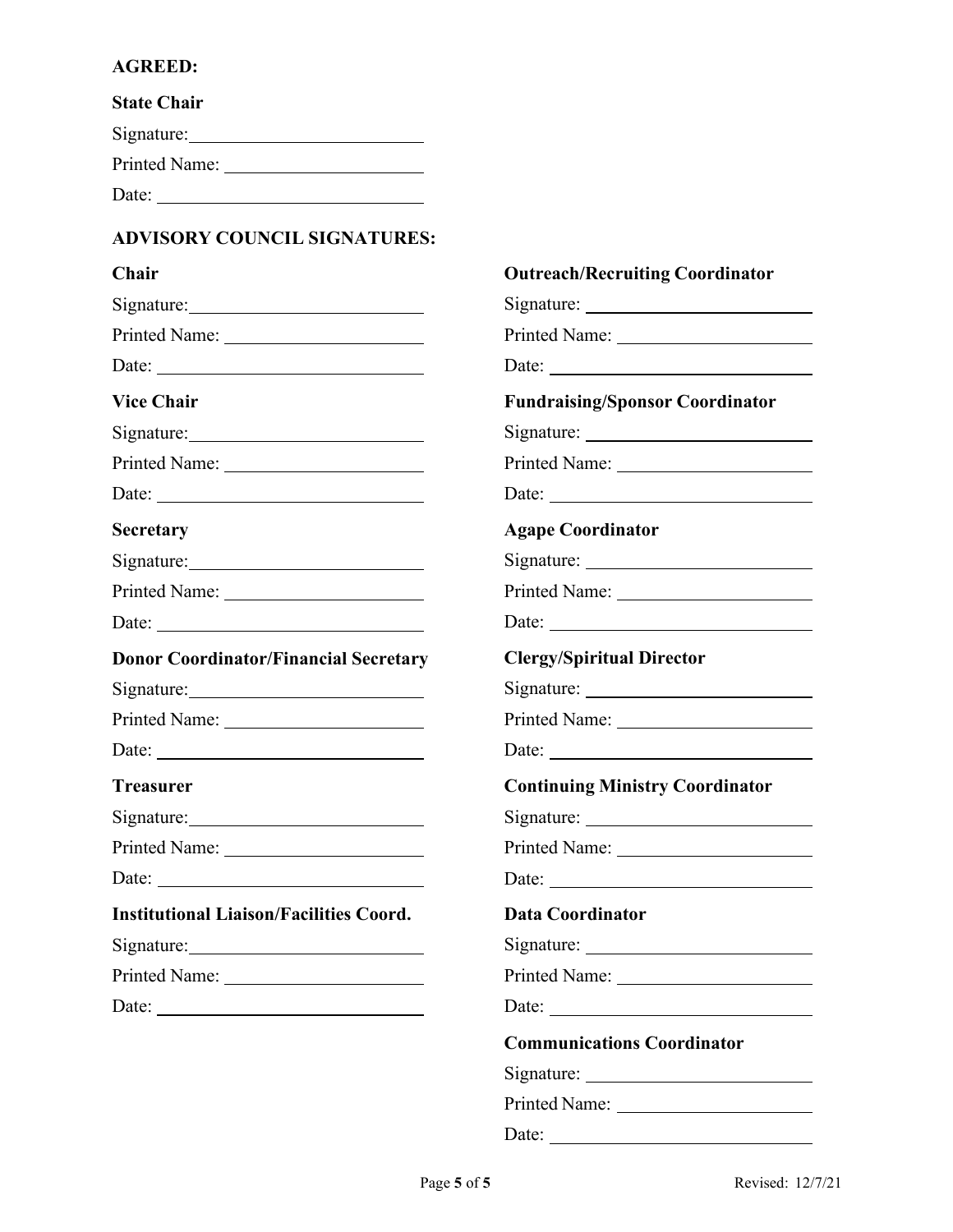**AGREED:**

**State Chair**

Signature:\_\_\_\_\_\_\_\_\_\_\_\_\_\_\_\_\_\_\_\_\_\_\_\_\_\_

Printed Name: \_\_\_\_\_\_\_\_\_\_\_\_\_\_\_\_\_\_\_\_\_\_

Date: \_\_\_\_\_\_\_\_\_\_\_\_\_\_\_\_\_\_\_\_\_\_\_\_\_\_\_\_\_\_

**ADVISORY COUNCIL SIGNATURES:**

**Chair**

Signature:\_\_\_\_\_\_\_\_\_\_\_\_\_\_\_\_\_\_\_\_\_\_\_\_\_\_

Printed Name: \_\_\_\_\_\_\_\_\_\_\_\_\_\_\_\_\_\_\_\_\_\_

Date: \_\_\_\_\_\_\_\_\_\_\_\_\_\_\_\_\_\_\_\_\_\_\_\_\_\_\_\_\_\_

**Vice Chair**

Signature:\_\_\_\_\_\_\_\_\_\_\_\_\_\_\_\_\_\_\_\_\_\_\_\_\_\_

Printed Name: \_\_\_\_\_\_\_\_\_\_\_\_\_\_\_\_\_\_\_\_\_\_

Date: \_\_\_\_\_\_\_\_\_\_\_\_\_\_\_\_\_\_\_\_\_\_\_\_\_\_\_\_\_\_

**Secretary**

Signature:\_\_\_\_\_\_\_\_\_\_\_\_\_\_\_\_\_\_\_\_\_\_\_\_\_\_

Printed Name: \_\_\_\_\_\_\_\_\_\_\_\_\_\_\_\_\_\_\_\_\_\_

Date: \_\_\_\_\_\_\_\_\_\_\_\_\_\_\_\_\_\_\_\_\_\_\_\_\_\_\_\_\_\_

**Donor Coordinator/Financial Secretary**

Signature:\_\_\_\_\_\_\_\_\_\_\_\_\_\_\_\_\_\_\_\_\_\_\_\_\_\_

Printed Name: \_\_\_\_\_\_\_\_\_\_\_\_\_\_\_\_\_\_\_\_\_\_

Date: \_\_\_\_\_\_\_\_\_\_\_\_\_\_\_\_\_\_\_\_\_\_\_\_\_\_\_\_\_\_

**Treasurer**

Signature:\_\_\_\_\_\_\_\_\_\_\_\_\_\_\_\_\_\_\_\_\_\_\_\_\_\_

Printed Name: \_\_\_\_\_\_\_\_\_\_\_\_\_\_\_\_\_\_\_\_\_\_

Date: \_\_\_\_\_\_\_\_\_\_\_\_\_\_\_\_\_\_\_\_\_\_\_\_\_\_\_\_\_\_

**Institutional Liaison/Facilities Coord.**

Signature:\_\_\_\_\_\_\_\_\_\_\_\_\_\_\_\_\_\_\_\_\_\_\_\_\_\_

Printed Name: \_\_\_\_\_\_\_\_\_\_\_\_\_\_\_\_\_\_\_\_\_\_

Date: \_\_\_\_\_\_\_\_\_\_\_\_\_\_\_\_\_\_\_\_\_\_\_\_\_\_\_\_\_\_

**Outreach/Recruiting Coordinator**

Signature: \_\_\_\_\_\_\_\_\_\_\_\_\_\_\_\_\_\_\_\_\_\_\_\_\_

Printed Name: \_\_\_\_\_\_\_\_\_\_\_\_\_\_\_\_\_\_\_\_\_\_

Date: \_\_\_\_\_\_\_\_\_\_\_\_\_\_\_\_\_\_\_\_\_\_\_\_\_\_\_\_\_\_

**Fundraising/Sponsor Coordinator**

Signature: \_\_\_\_\_\_\_\_\_\_\_\_\_\_\_\_\_\_\_\_\_\_\_\_\_

Printed Name: \_\_\_\_\_\_\_\_\_\_\_\_\_\_\_\_\_\_\_\_\_\_

Date: \_\_\_\_\_\_\_\_\_\_\_\_\_\_\_\_\_\_\_\_\_\_\_\_\_\_\_\_\_\_

**Agape Coordinator**

Signature: \_\_\_\_\_\_\_\_\_\_\_\_\_\_\_\_\_\_\_\_\_\_\_\_\_

Printed Name: \_\_\_\_\_\_\_\_\_\_\_\_\_\_\_\_\_\_\_\_\_\_

Date: \_\_\_\_\_\_\_\_\_\_\_\_\_\_\_\_\_\_\_\_\_\_\_\_\_\_\_\_\_\_

**Clergy/Spiritual Director**

Signature: \_\_\_\_\_\_\_\_\_\_\_\_\_\_\_\_\_\_\_\_\_\_\_\_\_

Printed Name: \_\_\_\_\_\_\_\_\_\_\_\_\_\_\_\_\_\_\_\_\_\_

Date: \_\_\_\_\_\_\_\_\_\_\_\_\_\_\_\_\_\_\_\_\_\_\_\_\_\_\_\_\_\_

**Continuing Ministry Coordinator**

Signature: \_\_\_\_\_\_\_\_\_\_\_\_\_\_\_\_\_\_\_\_\_\_\_\_\_

Printed Name: \_\_\_\_\_\_\_\_\_\_\_\_\_\_\_\_\_\_\_\_\_\_

Date: \_\_\_\_\_\_\_\_\_\_\_\_\_\_\_\_\_\_\_\_\_\_\_\_\_\_\_\_\_\_

**Data Coordinator**

Signature: \_\_\_\_\_\_\_\_\_\_\_\_\_\_\_\_\_\_\_\_\_\_\_\_\_

Printed Name: \_\_\_\_\_\_\_\_\_\_\_\_\_\_\_\_\_\_\_\_\_\_

Date: \_\_\_\_\_\_\_\_\_\_\_\_\_\_\_\_\_\_\_\_\_\_\_\_\_\_\_\_\_\_

**Communications Coordinator**

Signature: \_\_\_\_\_\_\_\_\_\_\_\_\_\_\_\_\_\_\_\_\_\_\_\_\_

Printed Name: \_\_\_\_\_\_\_\_\_\_\_\_\_\_\_\_\_\_\_\_\_\_

Date: \_\_\_\_\_\_\_\_\_\_\_\_\_\_\_\_\_\_\_\_\_\_\_\_\_\_\_\_\_\_

Revised: 12/7/21